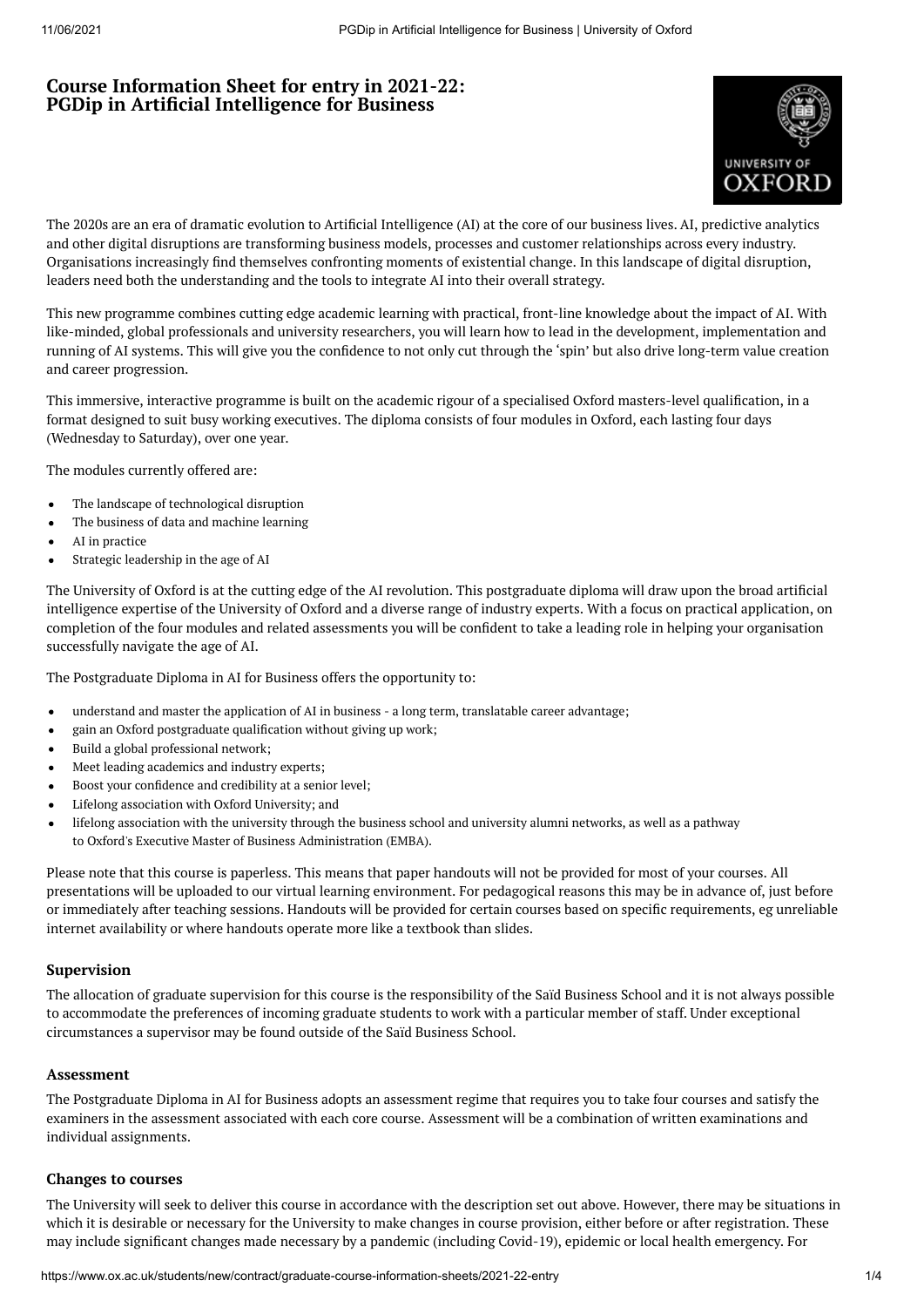# Course Information Sheet for entry in 2021-22: PGDip in Artificial Intelligence for Business

The 2020s are an era of dramatic evolution to Artificial Intelligence (AI) at the core of our business lives. AI, predictive analytics and other digital disruptions are transforming business models, processes and customer relationships across every industry. Organisations increasingly find themselves confronting moments of existential change. In this landscape of digital disruption, leaders need both the understanding and the tools to integrate AI into their overall strategy.

This new programme combines cutting edge academic learning with practical, front-line knowledge about the impact of AI. With like-minded, global professionals and university researchers, you will learn how to lead in the development, implementation and running of AI systems. This will give you the confidence to not only cut through the 'spin' but also drive long-term value creation and career progression.

This immersive, interactive programme is built on the academic rigour of a specialised Oxford masters-level qualification, in a format designed to suit busy working executives. The diploma consists of four modules in Oxford, each lasting four days (Wednesday to Saturday), over one year.

The modules currently offered are:

- The landscape of technological disruption
- The business of data and machine learning
- AI in practice
- Strategic leadership in the age of AI

The University of Oxford is at the cutting edge of the AI revolution. This postgraduate diploma will draw upon the broad artificial intelligence expertise of the University of Oxford and a diverse range of industry experts. With a focus on practical application, on completion of the four modules and related assessments you will be confident to take a leading role in helping your organisation successfully navigate the age of AI.

The Postgraduate Diploma in AI for Business offers the opportunity to:

- understand and master the application of AI in business - a long term, translatable career advantage;
- gain an Oxford postgraduate qualification without giving up work;
- Build a global professional network;
- Meet leading academics and industry experts;
- Boost your confidence and credibility at a senior level;
- Lifelong association with Oxford University; and
- lifelong association with the university through the business school and university alumni networks, as well as a pathway to Oxford's Executive Master of Business Administration (EMBA).

Please note that this course is paperless. This means that paper handouts will not be provided for most of your courses. All presentations will be uploaded to our virtual learning environment. For pedagogical reasons this may be in advance of, just before or immediately after teaching sessions. Handouts will be provided for certain courses based on specific requirements, eg unreliable internet availability or where handouts operate more like a textbook than slides.

### Supervision

The allocation of graduate supervision for this course is the responsibility of the Saïd Business School and it is not always possible to accommodate the preferences of incoming graduate students to work with a particular member of staff. Under exceptional circumstances a supervisor may be found outside of the Saïd Business School.

### Assessment

The Postgraduate Diploma in AI for Business adopts an assessment regime that requires you to take four courses and satisfy the examiners in the assessment associated with each core course. Assessment will be a combination of written examinations and individual assignments.

### Changes to courses

The University will seek to deliver this course in accordance with the description set out above. However, there may be situations in which it is desirable or necessary for the University to make changes in course provision, either before or after registration. These may include significant changes made necessary by a pandemic (including Covid-19), epidemic or local health emergency. For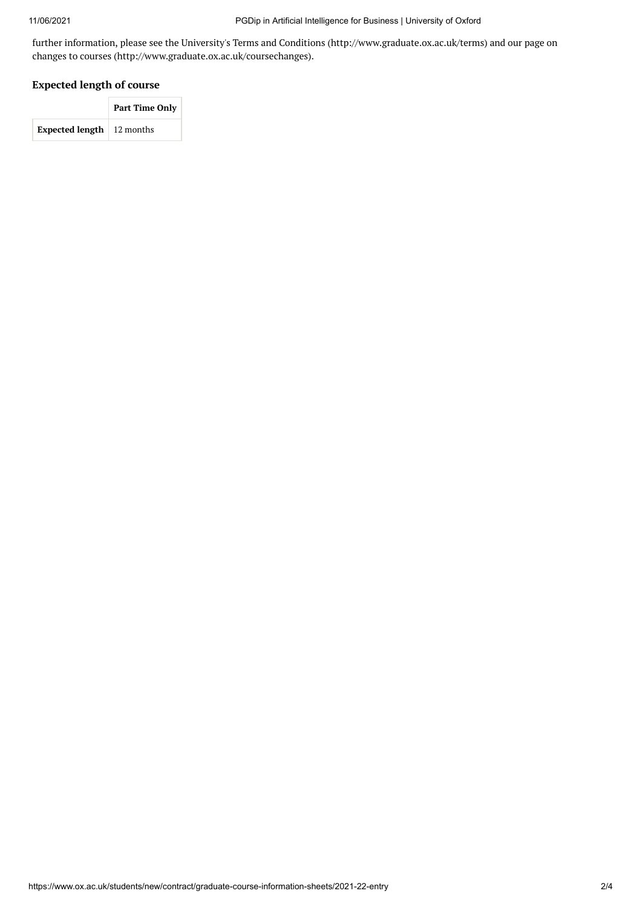further information, please see the University's Terms and Conditions (http://www.graduate.ox.ac.uk/terms) and our page on changes to courses (http://www.graduate.ox.ac.uk/coursechanges).

### Expected length of course

| | Part Time Only |
|---|---|
| **Expected length** | 12 months |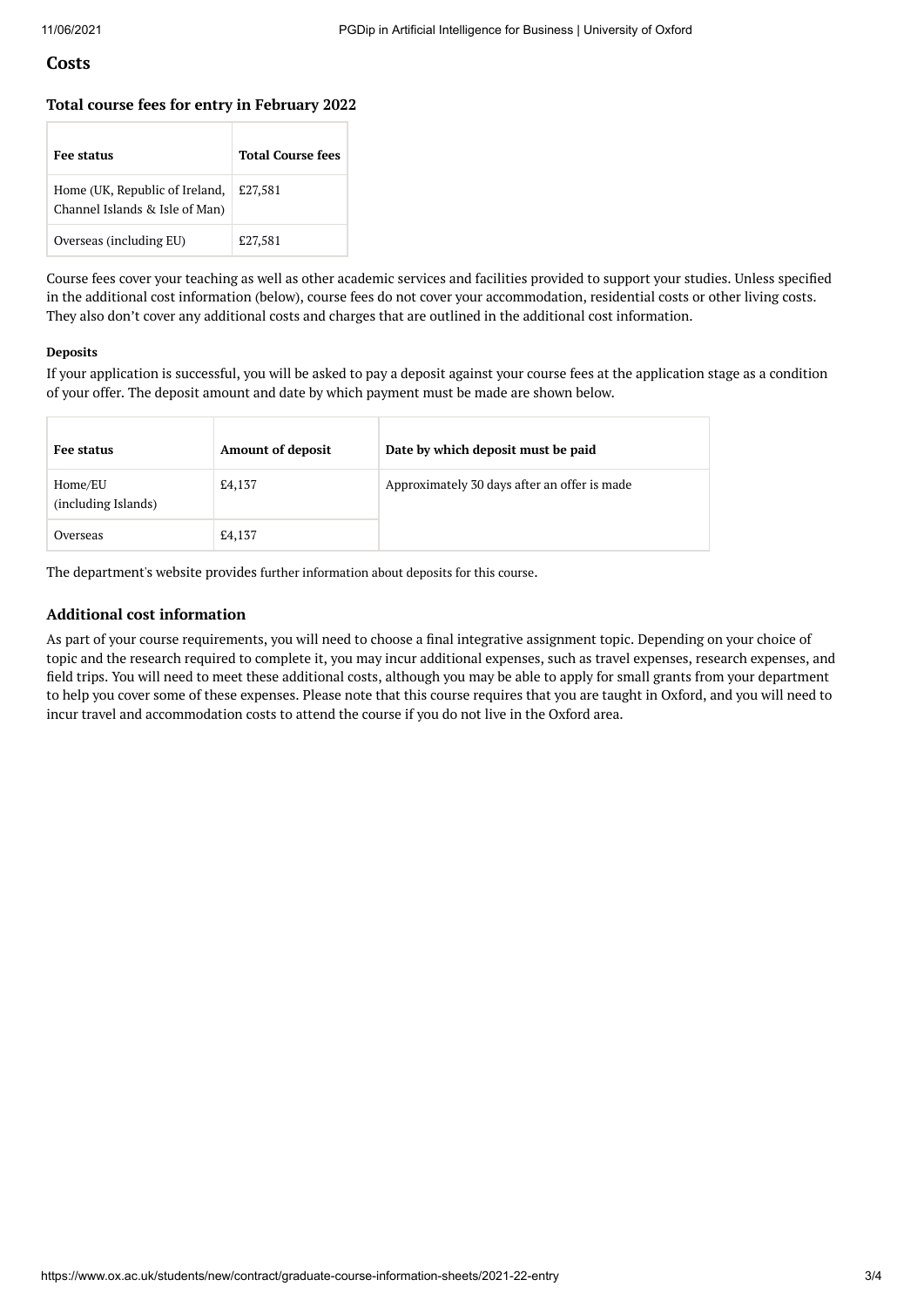## Costs

### Total course fees for entry in February 2022

| Fee status | Total Course fees |
|---|---|
| Home (UK, Republic of Ireland, Channel Islands & Isle of Man) | £27,581 |
| Overseas (including EU) | £27,581 |

Course fees cover your teaching as well as other academic services and facilities provided to support your studies. Unless specified in the additional cost information (below), course fees do not cover your accommodation, residential costs or other living costs. They also don't cover any additional costs and charges that are outlined in the additional cost information.

#### Deposits

If your application is successful, you will be asked to pay a deposit against your course fees at the application stage as a condition of your offer. The deposit amount and date by which payment must be made are shown below.

| Fee status | Amount of deposit | Date by which deposit must be paid |
|---|---|---|
| Home/EU (including Islands) | £4,137 | Approximately 30 days after an offer is made |
| Overseas | £4,137 | |

The department's website provides further information about deposits for this course.

### Additional cost information

As part of your course requirements, you will need to choose a final integrative assignment topic. Depending on your choice of topic and the research required to complete it, you may incur additional expenses, such as travel expenses, research expenses, and field trips. You will need to meet these additional costs, although you may be able to apply for small grants from your department to help you cover some of these expenses. Please note that this course requires that you are taught in Oxford, and you will need to incur travel and accommodation costs to attend the course if you do not live in the Oxford area.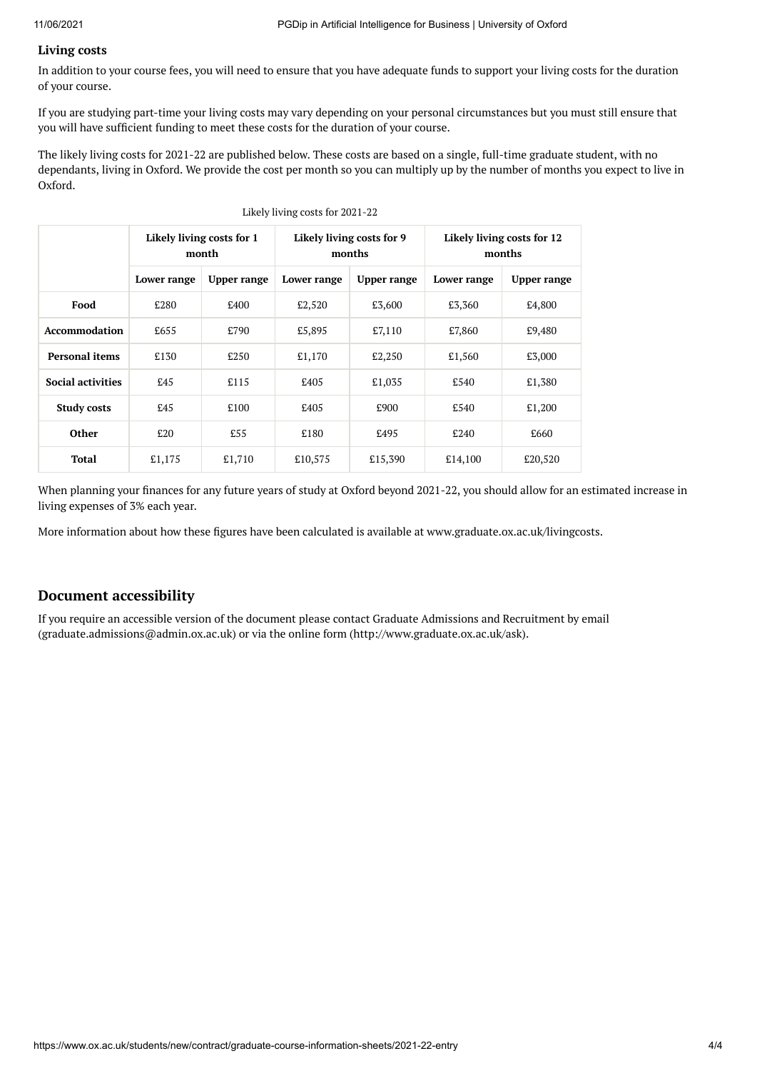### Living costs

In addition to your course fees, you will need to ensure that you have adequate funds to support your living costs for the duration of your course.

If you are studying part-time your living costs may vary depending on your personal circumstances but you must still ensure that you will have sufficient funding to meet these costs for the duration of your course.

The likely living costs for 2021-22 are published below. These costs are based on a single, full-time graduate student, with no dependants, living in Oxford. We provide the cost per month so you can multiply up by the number of months you expect to live in Oxford.

Likely living costs for 2021-22

| | Likely living costs for 1 month | | Likely living costs for 9 months | | Likely living costs for 12 months | |
|---|---|---|---|---|---|---|
| | Lower range | Upper range | Lower range | Upper range | Lower range | Upper range |
| **Food** | £280 | £400 | £2,520 | £3,600 | £3,360 | £4,800 |
| **Accommodation** | £655 | £790 | £5,895 | £7,110 | £7,860 | £9,480 |
| **Personal items** | £130 | £250 | £1,170 | £2,250 | £1,560 | £3,000 |
| **Social activities** | £45 | £115 | £405 | £1,035 | £540 | £1,380 |
| **Study costs** | £45 | £100 | £405 | £900 | £540 | £1,200 |
| **Other** | £20 | £55 | £180 | £495 | £240 | £660 |
| **Total** | £1,175 | £1,710 | £10,575 | £15,390 | £14,100 | £20,520 |

When planning your finances for any future years of study at Oxford beyond 2021-22, you should allow for an estimated increase in living expenses of 3% each year.

More information about how these figures have been calculated is available at www.graduate.ox.ac.uk/livingcosts.

## Document accessibility

If you require an accessible version of the document please contact Graduate Admissions and Recruitment by email (graduate.admissions@admin.ox.ac.uk) or via the online form (http://www.graduate.ox.ac.uk/ask).